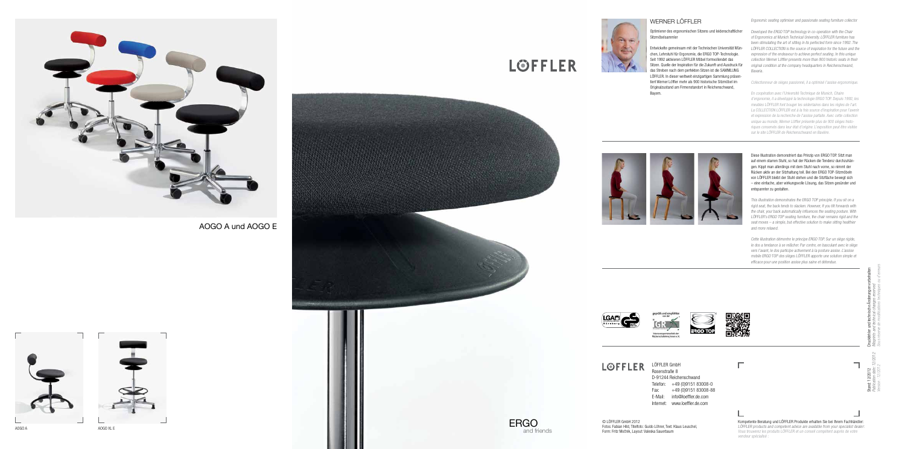AOGO A und AOGO E

AOGO A

AOGO XL E

# LÖFFLER

## WERNER LÖFFLER

Optimierer des ergonomischen Sitzens und leidenschaftlicher Sitzmöbelsammler

Entwickelte gemeinsam mit der Technischen Universität München, Lehrstuhl für Ergonomie, die ERGO TOP-Technologie. Seit 1992 aktivieren LÖFFLER Möbel formvollendet das Sitzen. Quelle der Inspiration für die Zukunft und Ausdruck für das Streben nach dem perfekten Sitzen ist die SAMMLUNG LÖFFLER. In dieser weltweit einzigartigen Sammlung präsentiert Werner Löffler mehr als 900 historische Sitzmöbel im Originalzustand am Firmenstandort in Reichenschwand, Bayern.

*Ergonomic seating optimiser and passionate seating furniture collector*

*Developed the ERGO TOP technology in co-operation with the Chair of Ergonomics at Munich Technical University. LÖFFLER furniture has been stimulating the art of sitting in its perfected form since 1992. The LÖFFLER COLLECTION is the source of inspiration for the future and the expression of the endeavour to achieve perfect seating. In this unique collection Werner Löffler presents more than 900 historic seats in their original condition at the company headquarters in Reichenschwand, Bavaria.*

*Collectionneur de sièges passionné, il a optimisé l'assise ergonomique.*

*En coopération avec l'Université Technique de Munich, Chaire d'ergonomie, il a développé la technologie ERGO TOP. Depuis 1992, les meubles LÖFFLER font bouger les sédentaires dans les règles de l'art. La COLLECTION LÖFFLER est à la fois source d'inspiration pour l'avenir et expression de la recherche de l'assise parfaite. Avec cette collection unique au monde, Werner Löffler présente plus de 900 sièges historiques conservés dans leur état d'origine. L'exposition peut être visitée sur le site LÖFFLER de Reichenschwand en Bavière.*

Diese Illustration demonstriert das Prinzip von ERGO TOP. Sitzt man auf einem starren Stuhl, so hat der Rücken die Tendenz durchzuhängen. Kippt man allerdings mit dem Stuhl nach vorne, so nimmt der Rücken aktiv an der Sitzhaltung teil. Bei den ERGO TOP-Sitzmöbeln von LÖFFLER bleibt der Stuhl stehen und die Sitzfläche bewegt sich – eine einfache, aber wirkungsvolle Lösung, das Sitzen gesünder und entspannter zu gestalten.

*This illustration demonstrates the ERGO TOP principle. If you sit on a rigid seat, the back tends to slacken. However, if you tilt forwards with the chair, your back automatically influences the seating posture. With LÖFFLER's ERGO TOP seating furniture, the chair remains rigid and the seat moves – a simple, but effective solution to make sitting healthier and more relaxed.*

*Cette illustration démontre le principe ERGO TOP. Sur un siège rigide, le dos a tendance à se relâcher. Par contre, en basculant avec le siège vers l'avant, le dos participe activement à la posture assise. L'assise mobile ERGO TOP des sièges LÖFFLER apporte une solution simple et efficace pour une position assise plus saine et détendue.*

ERGO and friends

**LÖFFLER** LÖFFLER GmbH
Rosenstraße 8
D-91244 Reichenschwand
Telefon: +49 (0)9151 83008-0
Fax: +49 (0)9151 83008-88
E-Mail: info@loeffler.de.com
Internet: www.loeffler.de.com

© LÖFFLER GmbH 2012
Fotos: Fabian Hild, Titelfoto: Guido Löhrer, Text: Klaus Leuschel,
Form: Fritz Močnik, Layout: Valeska Sauerbaum

Kompetente Beratung und LÖFFLER Produkte erhalten Sie bei Ihrem Fachhändler:
*LÖFFLER products and competent advice are available from your specialist dealer:*
*Vous trouverez les produits LÖFFLER et un conseil compétent auprès de votre vendeur spécialisé :*

Stand: 12/2012
*Publication date: 12/2012*
*Version : 12/2012*

Druckfehler und technische Änderungen vorbehalten
*Misprints and technical changes reserved*
*Sous réserve de modifications techniques ou d'erreurs*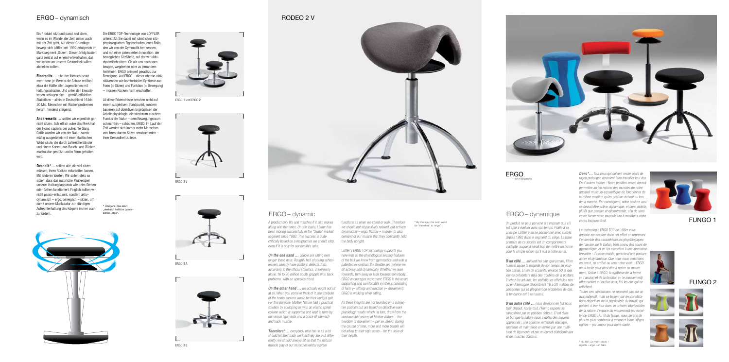## ERGO – dynamisch

Ein Produkt sitzt und passt erst dann, wenn es im Wandel der Zeit immer auch mit der Zeit geht. Auf dieser Grundlage bewegt sich Löffler seit 1992 erfolgreich im Marktsegment „Sitzen". Dieser Erfolg basiert ganz zentral auf einem Fehlverhalten, das wir schon um unserer Gesundheit willen abstellen sollten.

**Einerseits …** sitzt der Mensch heute mehr denn je. Bereits die Schule entlässt etwa die Hälfte aller Jugendlichen mit Haltungsschäden. Und unter den Erwachsenen schlagen sich – gemäß offiziellen Statistiken – allein in Deutschland 16 bis 20 Mio. Menschen mit Rückenproblemen herum. Tendenz steigend.

**Andererseits …** sollten wir eigentlich gar nicht sitzen. Schließlich wäre das Merkmal des Homo sapiens der aufrechte Gang. Dafür wurden wir von der Natur zweckmäßig ausgerüstet: mit einer elastischen Wirbelsäule, die durch zahlreiche Bänder und einem Korsett aus Bauch- und Rückenmuskulatur gestützt und in Form gehalten wird.

**Deshalb\* …** sollten alle, die viel sitzen müssen, ihren Rücken mitarbeiten lassen. Mit anderen Worten: Wir sollen stets so sitzen, dass das natürliche Muskelspiel unseres Haltungsapparats wie beim Stehen oder Gehen funktioniert. Folglich sollten wir nicht passiv-entspannt, sondern aktiv-dynamisch – ergo: beweglich – sitzen, um damit unsere Muskulatur zur ständigen Aufrechterhaltung des Körpers immer auch zu fordern.

Die ERGO TOP-Technologie von LÖFFLER unterstützt Sie dabei mit sämtlichen sitzphysiologischen Eigenschaften jenes Balls, den wir von der Gymnastik her kennen, und mit einer patentierten Innovation: der beweglichen Sitzfläche, auf der wir aktiv-dynamisch sitzen. Ob wir uns nach vorn beugen, wegdrehen oder zu jemandem hinlehnen: ERGO animiert geradezu zur Bewegung. Auf ERGO – dieser ebenso aktiv stützenden wie komfortablen Synthese aus Form (= Sitzen) und Funktion (= Bewegung) – müssen Rücken nicht erschlaffen.

All diese Erkenntnisse beruhen nicht auf einem subjektiven Standpunkt, sondern basieren auf objektiven Ergebnissen der Arbeitsphysiologie, die wiederum aus dem Fundus der Natur – dem Bewegungsraum schlechthin – schöpfen. ERGO: Im Lauf der Zeit werden sich immer mehr Menschen von ihren starren Sitzen verabschieden – ihrer Gesundheit zuliebe.

\* Übrigens: Das Wort „deshalb" heißt im Lateinischen „ergo".

ERGO 1 und ERGO 2

ERGO 3 V

ERGO 3 A

ERGO 3 E

## RODEO 2 V

## ERGO – dynamic

A product only fits and matches if it also moves along with the times. On this basis, Löffler has been moving successfully in the "Seats" market segment since 1992. This success is quite critically based on a malpractice we should stop, even if it is only for our health's sake.

***On the one hand …*** *people are sitting ever longer these days. Roughly half of young school-leavers already have postural defects. Also, according to the official statistics, in Germany alone, 16 to 20 million adults grapple with back problems. With an upwards trend.*

***On the other hand …*** *we actually ought not sit at all. When you come to think of it, the attribute of the homo sapiens would be their upright gait. For this purpose, Mother Nature had a practical solution by equipping us with an elastic spinal column which is supported and kept in form by numerous ligaments and a brace of stomach and back muscle.*

***Therefore\* …*** *everybody who has to sit a lot should let their back work actively too. Put differently: we should always sit so that the natural muscle play of our musculoskeletal system functions as when we stand or walk. Therefore we should not sit passively relaxed, but actively dynamically – ergo: flexibly – in order to also demand of our muscle that they constantly hold the body upright.*

*Löffler's ERGO TOP technology supports you here with all the physiological seating features of the ball we know from gymnastics and with a patented innovation: the flexible seat where we sit actively and dynamically. Whether we lean forwards, turn away or lean towards somebody: ERGO encourages movement. ERGO is the active supporting and comfortable synthesis consisting of form (= sitting) and function (= movement). ERGO is walking while sitting.*

*All these insights are not founded on a subjective position but are based on objective work physiology results which, in turn, draw from the inexhaustible source of Mother Nature – the freedom of movement – per se. ERGO: during the course of time, more and more people will bid adieu to their rigid seats – for the sake of their health.*

*\* By the way: the Latin word for "therefore" is "ergo".*

## ERGO and friends

## ERGO – dynamique

*Un produit ne peut parvenir à s'imposer que s'il est apte à évoluer avec son temps. Fidèle à ce principe, Löffler a su se positionner avec succès depuis 1992 dans le segment du siège. La base primaire de ce succès est un comportement inadapté, auquel il serait bon de mettre un terme pour la simple raison qu'il nuit à notre santé.*

***D'un côté …*** *aujourd'hui plus que jamais, l'être humain passe la majorité de son temps en position assise. En fin de scolarité, environ 50 % des jeunes présentent déjà des troubles de la posture. Et chez les adultes, les statistiques officielles rien qu'en Allemagne dénombrent 16 à 20 millions de personnes qui se plaignent de problèmes de dos, la tendance est à la hausse.*

***D'un autre côté …*** *nous devrions en fait nous tenir debout. Après tout, l'Homo sapiens se caractérise par sa position debout. C'est dans ce but que la nature nous a dotés des moyens appropriés : une colonne vertébrale élastique, soutenue et maintenue en forme par une multitude de ligaments et par un corset d'abdominaux et de muscles dorsaux.*

***Donc\* …*** *tous ceux qui doivent rester assis de façon prolongée devraient faire travailler leur dos. En d'autres termes : Notre position assise devrait permettre au jeu naturel des muscles de notre appareil musculo-squelettique de fonctionner de la même manière qu'en position debout ou lors de la marche. Par conséquent, notre posture assise se devrait être active, dynamique, et donc mobile, plutôt que passive et décontractée, afin de sans cesse forcer notre musculature à maintenir notre corps toujours droit.*

*La technologie ERGO TOP de Löffler vous apporte son soutien dans cet effort en reprenant l'ensemble des caractéristiques physiologiques de l'assise sur le ballon, bien connu des cours de gymnastique, et en les associant à une innovation brevetée : L'assise mobile, garante d'une posture active et dynamique. Que nous nous penchions en avant, en arrière ou vers notre voisin : ERGO nous incite pour ainsi dire à rester en mouvement. Grâce à ERGO, la synthèse de la forme (= l'assise) et de la fonction (= le mouvement) offre confort et soutien actif, fini les dos qui se relâchent.*

*Toutes ces conclusions ne reposent pas sur un avis subjectif, mais se basent sur les constatations objectives de la physiologie du travail, qui puisent à leur tour dans les trésors intarissables de la nature, l'espace du mouvement par excellence. ERGO : Au fil du temps, nous serons de plus en plus nombreux à renoncer à nos sièges rigides – par amour pour notre santé.*

*\* Au fait : Le mot « donc » signifie « ergo » en latin.*

FUNGO 1

FUNGO 2